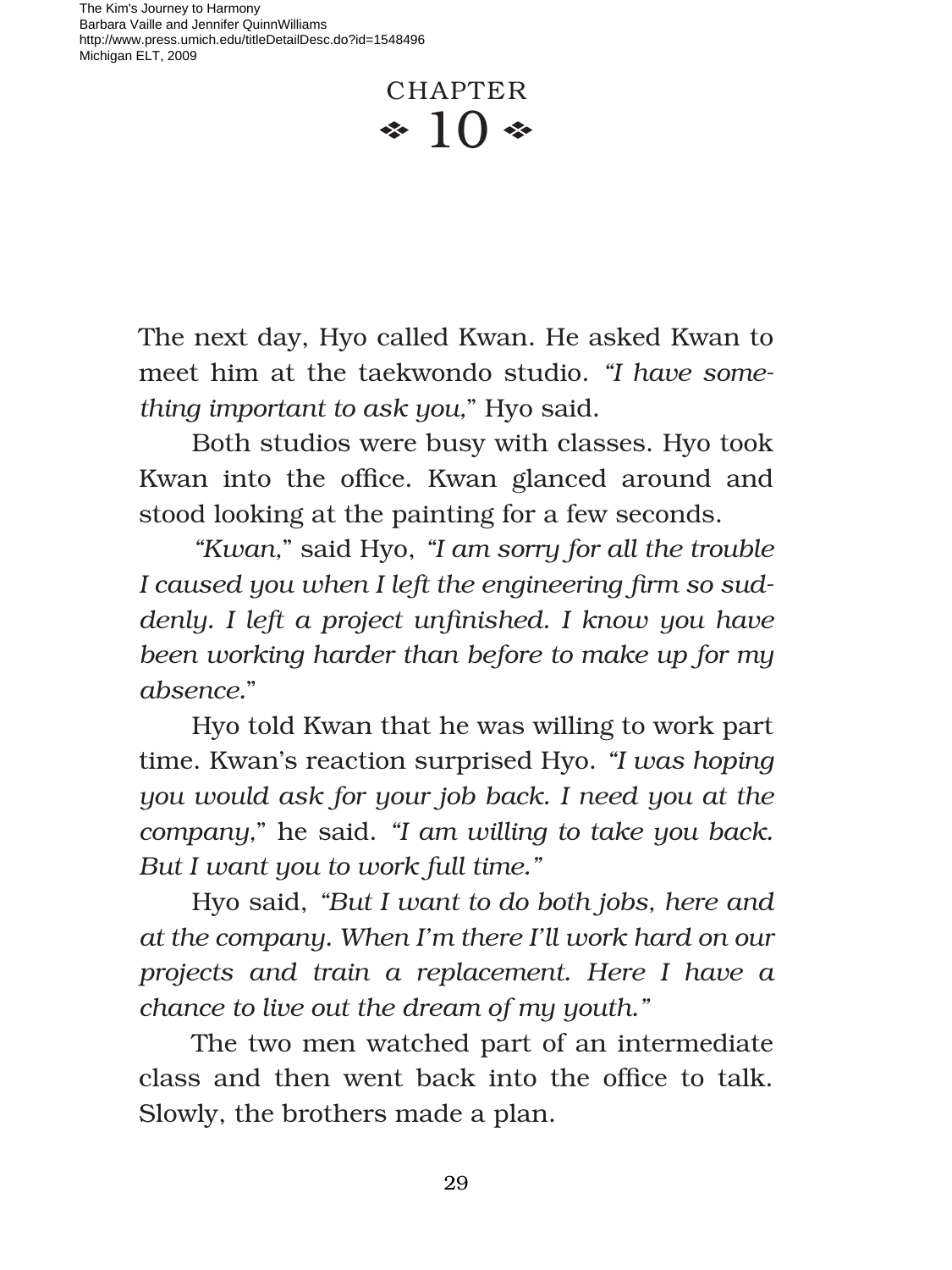# CHAPTER 10

The next day, Hyo called Kwan. He asked Kwan to meet him at the taekwondo studio. *"I have something important to ask you,"* Hyo said.

Both studios were busy with classes. Hyo took Kwan into the office. Kwan glanced around and stood looking at the painting for a few seconds.

*"Kwan,"* said Hyo, *"I am sorry for all the trouble I caused you when I left the engineering firm so suddenly. I left a project unfinished. I know you have been working harder than before to make up for my absence."*

Hyo told Kwan that he was willing to work part time. Kwan's reaction surprised Hyo. *"I was hoping you would ask for your job back. I need you at the company,"* he said. *"I am willing to take you back. But I want you to work full time."*

Hyo said, *"But I want to do both jobs, here and at the company. When I'm there I'll work hard on our projects and train a replacement. Here I have a chance to live out the dream of my youth."*

The two men watched part of an intermediate class and then went back into the office to talk. Slowly, the brothers made a plan.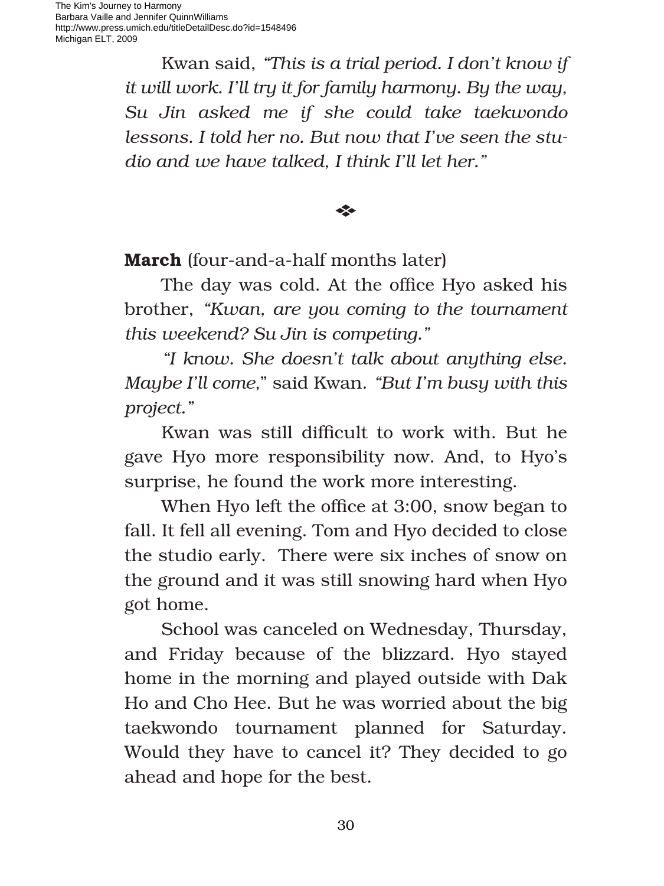Kwan said, *"This is a trial period. I don't know if it will work. I'll try it for family harmony. By the way, Su Jin asked me if she could take taekwondo lessons. I told her no. But now that I've seen the studio and we have talked, I think I'll let her."*

❖

**March** (four-and-a-half months later)

The day was cold. At the office Hyo asked his brother, *"Kwan, are you coming to the tournament this weekend? Su Jin is competing."*

*"I know. She doesn't talk about anything else. Maybe I'll come,"* said Kwan. *"But I'm busy with this project."*

Kwan was still difficult to work with. But he gave Hyo more responsibility now. And, to Hyo's surprise, he found the work more interesting.

When Hyo left the office at 3:00, snow began to fall. It fell all evening. Tom and Hyo decided to close the studio early. There were six inches of snow on the ground and it was still snowing hard when Hyo got home.

School was canceled on Wednesday, Thursday, and Friday because of the blizzard. Hyo stayed home in the morning and played outside with Dak Ho and Cho Hee. But he was worried about the big taekwondo tournament planned for Saturday. Would they have to cancel it? They decided to go ahead and hope for the best.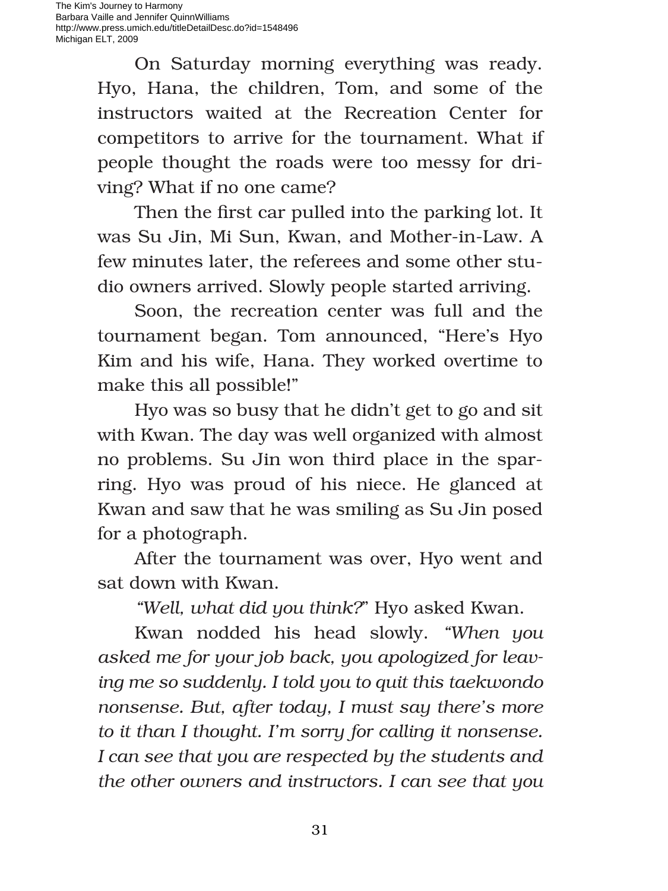On Saturday morning everything was ready. Hyo, Hana, the children, Tom, and some of the instructors waited at the Recreation Center for competitors to arrive for the tournament. What if people thought the roads were too messy for driving? What if no one came?

Then the first car pulled into the parking lot. It was Su Jin, Mi Sun, Kwan, and Mother-in-Law. A few minutes later, the referees and some other studio owners arrived. Slowly people started arriving.

Soon, the recreation center was full and the tournament began. Tom announced, "Here's Hyo Kim and his wife, Hana. They worked overtime to make this all possible!"

Hyo was so busy that he didn't get to go and sit with Kwan. The day was well organized with almost no problems. Su Jin won third place in the sparring. Hyo was proud of his niece. He glanced at Kwan and saw that he was smiling as Su Jin posed for a photograph.

After the tournament was over, Hyo went and sat down with Kwan.

*"Well, what did you think?"* Hyo asked Kwan.

Kwan nodded his head slowly. *"When you asked me for your job back, you apologized for leaving me so suddenly. I told you to quit this taekwondo nonsense. But, after today, I must say there's more to it than I thought. I'm sorry for calling it nonsense. I can see that you are respected by the students and the other owners and instructors. I can see that you*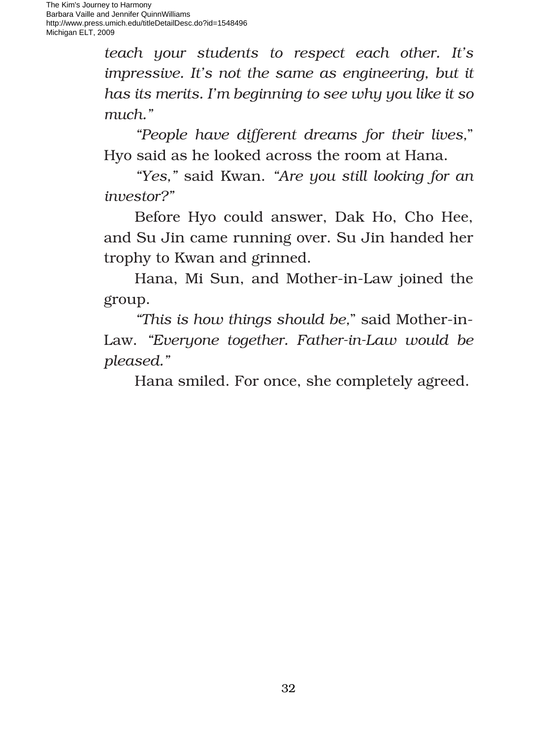*teach your students to respect each other. It's impressive. It's not the same as engineering, but it has its merits. I'm beginning to see why you like it so much."*

*"People have different dreams for their lives,"* Hyo said as he looked across the room at Hana.

*"Yes,"* said Kwan. *"Are you still looking for an investor?"*

Before Hyo could answer, Dak Ho, Cho Hee, and Su Jin came running over. Su Jin handed her trophy to Kwan and grinned.

Hana, Mi Sun, and Mother-in-Law joined the group.

*"This is how things should be,"* said Mother-in-Law. *"Everyone together. Father-in-Law would be pleased."*

Hana smiled. For once, she completely agreed.